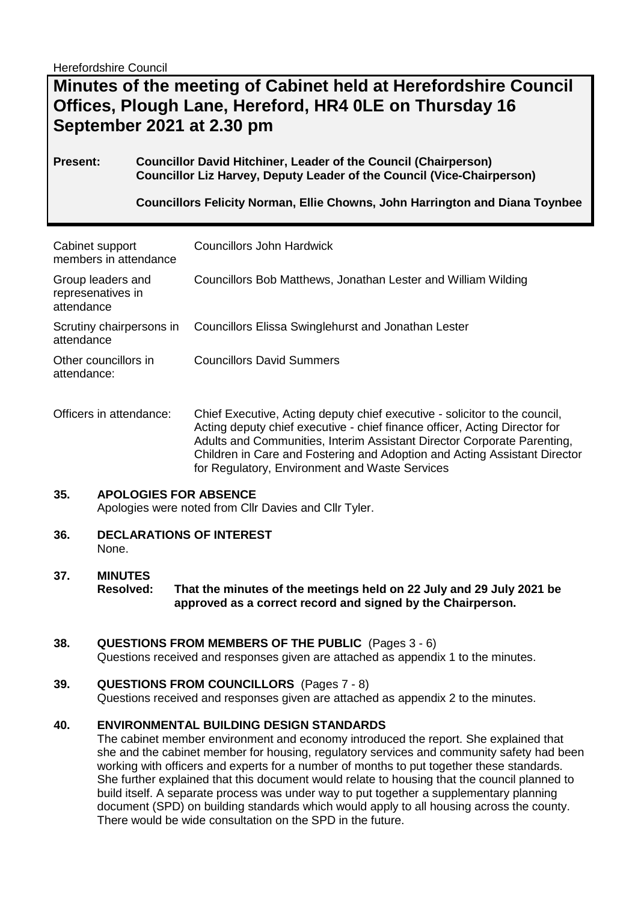Herefordshire Council

# Minutes of the meeting of Cabinet held at Herefordshire Council Offices, Plough Lane, Hereford, HR4 0LE on Thursday 16 September 2021 at 2.30 pm

**Present:** **Councillor David Hitchiner, Leader of the Council (Chairperson)**
**Councillor Liz Harvey, Deputy Leader of the Council (Vice-Chairperson)**

**Councillors Felicity Norman, Ellie Chowns, John Harrington and Diana Toynbee**

| | |
|---|---|
| Cabinet support members in attendance | Councillors John Hardwick |
| Group leaders and represenatives in attendance | Councillors Bob Matthews, Jonathan Lester and William Wilding |
| Scrutiny chairpersons in attendance | Councillors Elissa Swinglehurst and Jonathan Lester |
| Other councillors in attendance: | Councillors David Summers |
| Officers in attendance: | Chief Executive, Acting deputy chief executive - solicitor to the council, Acting deputy chief executive - chief finance officer, Acting Director for Adults and Communities, Interim Assistant Director Corporate Parenting, Children in Care and Fostering and Adoption and Acting Assistant Director for Regulatory, Environment and Waste Services |

## 35. APOLOGIES FOR ABSENCE

Apologies were noted from Cllr Davies and Cllr Tyler.

## 36. DECLARATIONS OF INTEREST

None.

## 37. MINUTES

**Resolved: That the minutes of the meetings held on 22 July and 29 July 2021 be approved as a correct record and signed by the Chairperson.**

## 38. QUESTIONS FROM MEMBERS OF THE PUBLIC (Pages 3 - 6)

Questions received and responses given are attached as appendix 1 to the minutes.

## 39. QUESTIONS FROM COUNCILLORS (Pages 7 - 8)

Questions received and responses given are attached as appendix 2 to the minutes.

## 40. ENVIRONMENTAL BUILDING DESIGN STANDARDS

The cabinet member environment and economy introduced the report. She explained that she and the cabinet member for housing, regulatory services and community safety had been working with officers and experts for a number of months to put together these standards. She further explained that this document would relate to housing that the council planned to build itself. A separate process was under way to put together a supplementary planning document (SPD) on building standards which would apply to all housing across the county. There would be wide consultation on the SPD in the future.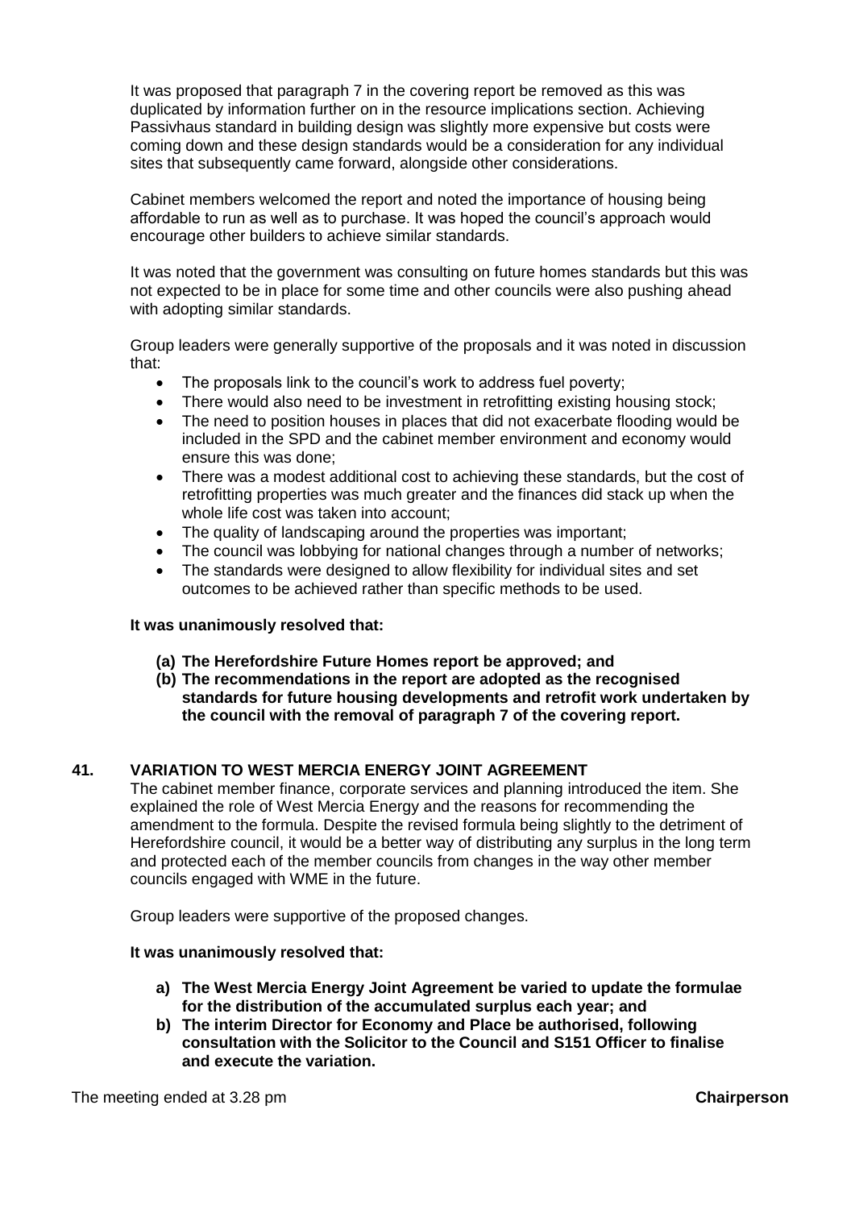It was proposed that paragraph 7 in the covering report be removed as this was duplicated by information further on in the resource implications section. Achieving Passivhaus standard in building design was slightly more expensive but costs were coming down and these design standards would be a consideration for any individual sites that subsequently came forward, alongside other considerations.

Cabinet members welcomed the report and noted the importance of housing being affordable to run as well as to purchase. It was hoped the council's approach would encourage other builders to achieve similar standards.

It was noted that the government was consulting on future homes standards but this was not expected to be in place for some time and other councils were also pushing ahead with adopting similar standards.

Group leaders were generally supportive of the proposals and it was noted in discussion that:

- The proposals link to the council's work to address fuel poverty;
- There would also need to be investment in retrofitting existing housing stock;
- The need to position houses in places that did not exacerbate flooding would be included in the SPD and the cabinet member environment and economy would ensure this was done;
- There was a modest additional cost to achieving these standards, but the cost of retrofitting properties was much greater and the finances did stack up when the whole life cost was taken into account;
- The quality of landscaping around the properties was important;
- The council was lobbying for national changes through a number of networks;
- The standards were designed to allow flexibility for individual sites and set outcomes to be achieved rather than specific methods to be used.

**It was unanimously resolved that:**

**(a) The Herefordshire Future Homes report be approved; and**
**(b) The recommendations in the report are adopted as the recognised standards for future housing developments and retrofit work undertaken by the council with the removal of paragraph 7 of the covering report.**

## 41. VARIATION TO WEST MERCIA ENERGY JOINT AGREEMENT

The cabinet member finance, corporate services and planning introduced the item. She explained the role of West Mercia Energy and the reasons for recommending the amendment to the formula. Despite the revised formula being slightly to the detriment of Herefordshire council, it would be a better way of distributing any surplus in the long term and protected each of the member councils from changes in the way other member councils engaged with WME in the future.

Group leaders were supportive of the proposed changes.

**It was unanimously resolved that:**

**a) The West Mercia Energy Joint Agreement be varied to update the formulae for the distribution of the accumulated surplus each year; and**
**b) The interim Director for Economy and Place be authorised, following consultation with the Solicitor to the Council and S151 Officer to finalise and execute the variation.**

The meeting ended at 3.28 pm **Chairperson**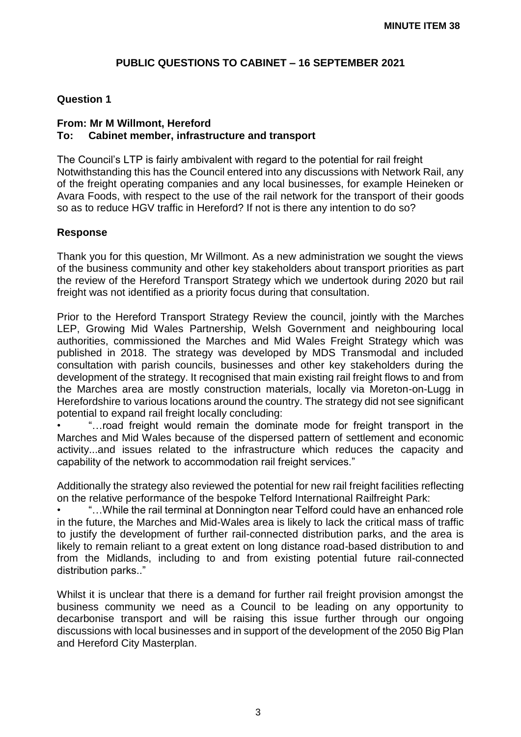**MINUTE ITEM 38**

## PUBLIC QUESTIONS TO CABINET – 16 SEPTEMBER 2021

### Question 1

**From: Mr M Willmont, Hereford**
**To: Cabinet member, infrastructure and transport**

The Council's LTP is fairly ambivalent with regard to the potential for rail freight Notwithstanding this has the Council entered into any discussions with Network Rail, any of the freight operating companies and any local businesses, for example Heineken or Avara Foods, with respect to the use of the rail network for the transport of their goods so as to reduce HGV traffic in Hereford? If not is there any intention to do so?

### Response

Thank you for this question, Mr Willmont. As a new administration we sought the views of the business community and other key stakeholders about transport priorities as part the review of the Hereford Transport Strategy which we undertook during 2020 but rail freight was not identified as a priority focus during that consultation.

Prior to the Hereford Transport Strategy Review the council, jointly with the Marches LEP, Growing Mid Wales Partnership, Welsh Government and neighbouring local authorities, commissioned the Marches and Mid Wales Freight Strategy which was published in 2018. The strategy was developed by MDS Transmodal and included consultation with parish councils, businesses and other key stakeholders during the development of the strategy. It recognised that main existing rail freight flows to and from the Marches area are mostly construction materials, locally via Moreton-on-Lugg in Herefordshire to various locations around the country. The strategy did not see significant potential to expand rail freight locally concluding:

- "…road freight would remain the dominate mode for freight transport in the Marches and Mid Wales because of the dispersed pattern of settlement and economic activity...and issues related to the infrastructure which reduces the capacity and capability of the network to accommodation rail freight services."

Additionally the strategy also reviewed the potential for new rail freight facilities reflecting on the relative performance of the bespoke Telford International Railfreight Park:

- "…While the rail terminal at Donnington near Telford could have an enhanced role in the future, the Marches and Mid-Wales area is likely to lack the critical mass of traffic to justify the development of further rail-connected distribution parks, and the area is likely to remain reliant to a great extent on long distance road-based distribution to and from the Midlands, including to and from existing potential future rail-connected distribution parks.."

Whilst it is unclear that there is a demand for further rail freight provision amongst the business community we need as a Council to be leading on any opportunity to decarbonise transport and will be raising this issue further through our ongoing discussions with local businesses and in support of the development of the 2050 Big Plan and Hereford City Masterplan.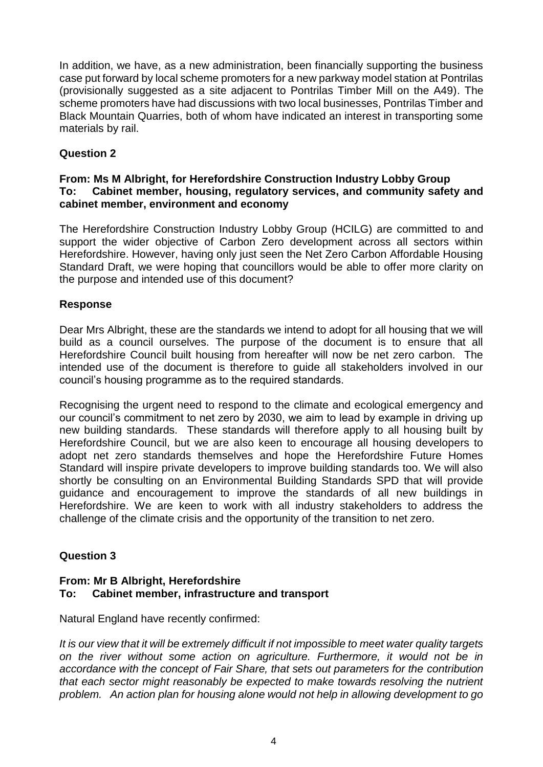In addition, we have, as a new administration, been financially supporting the business case put forward by local scheme promoters for a new parkway model station at Pontrilas (provisionally suggested as a site adjacent to Pontrilas Timber Mill on the A49). The scheme promoters have had discussions with two local businesses, Pontrilas Timber and Black Mountain Quarries, both of whom have indicated an interest in transporting some materials by rail.

### Question 2

**From: Ms M Albright, for Herefordshire Construction Industry Lobby Group**
**To: Cabinet member, housing, regulatory services, and community safety and cabinet member, environment and economy**

The Herefordshire Construction Industry Lobby Group (HCILG) are committed to and support the wider objective of Carbon Zero development across all sectors within Herefordshire. However, having only just seen the Net Zero Carbon Affordable Housing Standard Draft, we were hoping that councillors would be able to offer more clarity on the purpose and intended use of this document?

### Response

Dear Mrs Albright, these are the standards we intend to adopt for all housing that we will build as a council ourselves. The purpose of the document is to ensure that all Herefordshire Council built housing from hereafter will now be net zero carbon. The intended use of the document is therefore to guide all stakeholders involved in our council's housing programme as to the required standards.

Recognising the urgent need to respond to the climate and ecological emergency and our council's commitment to net zero by 2030, we aim to lead by example in driving up new building standards. These standards will therefore apply to all housing built by Herefordshire Council, but we are also keen to encourage all housing developers to adopt net zero standards themselves and hope the Herefordshire Future Homes Standard will inspire private developers to improve building standards too. We will also shortly be consulting on an Environmental Building Standards SPD that will provide guidance and encouragement to improve the standards of all new buildings in Herefordshire. We are keen to work with all industry stakeholders to address the challenge of the climate crisis and the opportunity of the transition to net zero.

### Question 3

**From: Mr B Albright, Herefordshire**
**To: Cabinet member, infrastructure and transport**

Natural England have recently confirmed:

*It is our view that it will be extremely difficult if not impossible to meet water quality targets on the river without some action on agriculture. Furthermore, it would not be in accordance with the concept of Fair Share, that sets out parameters for the contribution that each sector might reasonably be expected to make towards resolving the nutrient problem. An action plan for housing alone would not help in allowing development to go*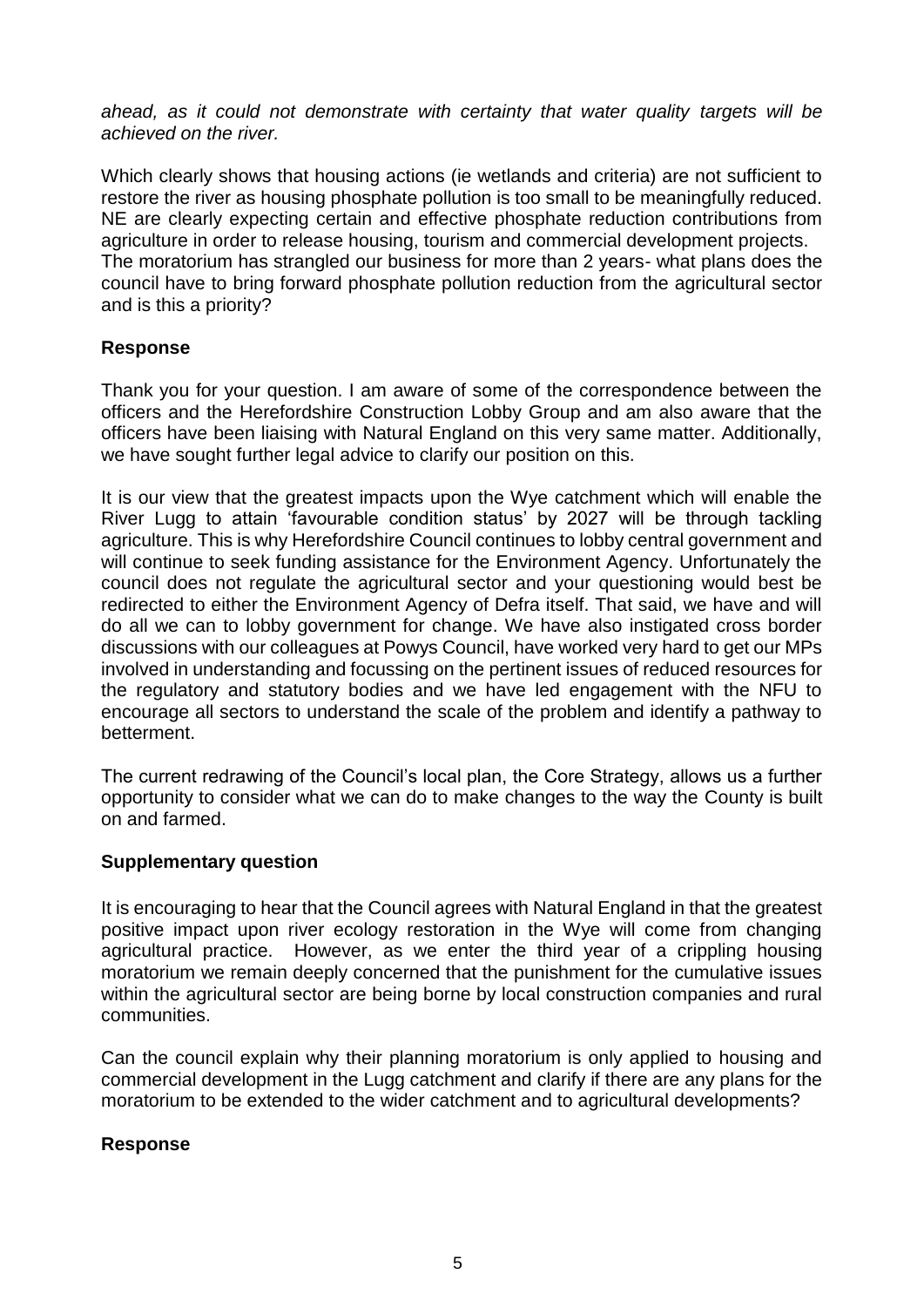*ahead, as it could not demonstrate with certainty that water quality targets will be achieved on the river.*

Which clearly shows that housing actions (ie wetlands and criteria) are not sufficient to restore the river as housing phosphate pollution is too small to be meaningfully reduced. NE are clearly expecting certain and effective phosphate reduction contributions from agriculture in order to release housing, tourism and commercial development projects. The moratorium has strangled our business for more than 2 years- what plans does the council have to bring forward phosphate pollution reduction from the agricultural sector and is this a priority?

**Response**

Thank you for your question. I am aware of some of the correspondence between the officers and the Herefordshire Construction Lobby Group and am also aware that the officers have been liaising with Natural England on this very same matter. Additionally, we have sought further legal advice to clarify our position on this.

It is our view that the greatest impacts upon the Wye catchment which will enable the River Lugg to attain 'favourable condition status' by 2027 will be through tackling agriculture. This is why Herefordshire Council continues to lobby central government and will continue to seek funding assistance for the Environment Agency. Unfortunately the council does not regulate the agricultural sector and your questioning would best be redirected to either the Environment Agency of Defra itself. That said, we have and will do all we can to lobby government for change. We have also instigated cross border discussions with our colleagues at Powys Council, have worked very hard to get our MPs involved in understanding and focussing on the pertinent issues of reduced resources for the regulatory and statutory bodies and we have led engagement with the NFU to encourage all sectors to understand the scale of the problem and identify a pathway to betterment.

The current redrawing of the Council's local plan, the Core Strategy, allows us a further opportunity to consider what we can do to make changes to the way the County is built on and farmed.

**Supplementary question**

It is encouraging to hear that the Council agrees with Natural England in that the greatest positive impact upon river ecology restoration in the Wye will come from changing agricultural practice. However, as we enter the third year of a crippling housing moratorium we remain deeply concerned that the punishment for the cumulative issues within the agricultural sector are being borne by local construction companies and rural communities.

Can the council explain why their planning moratorium is only applied to housing and commercial development in the Lugg catchment and clarify if there are any plans for the moratorium to be extended to the wider catchment and to agricultural developments?

**Response**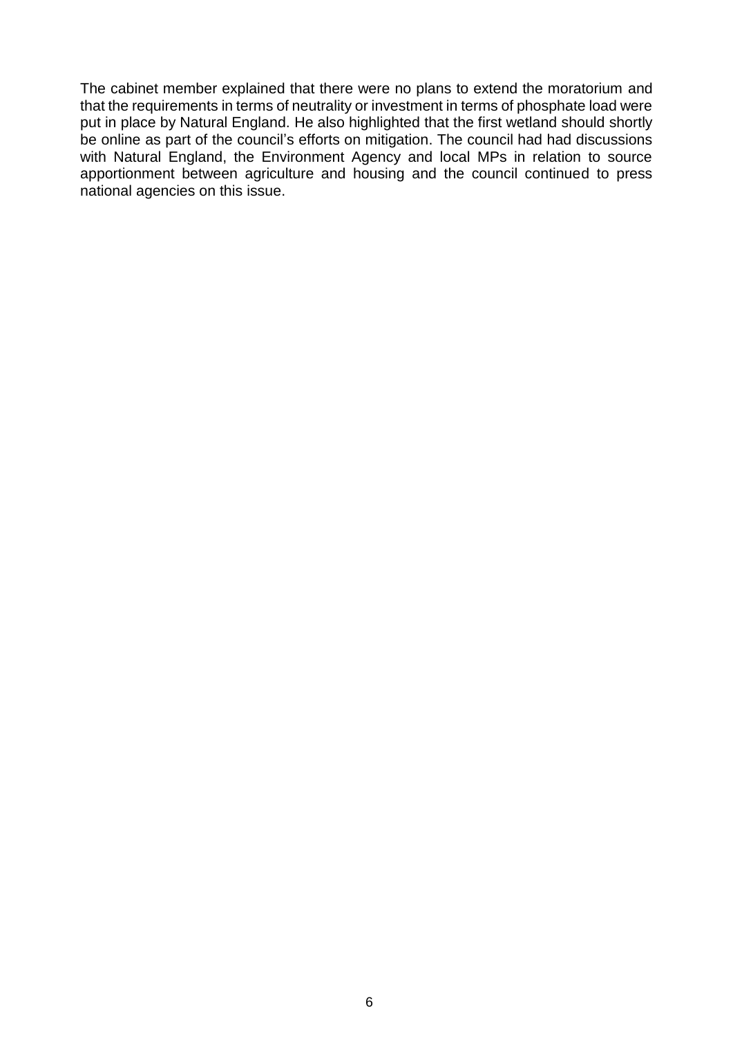The cabinet member explained that there were no plans to extend the moratorium and that the requirements in terms of neutrality or investment in terms of phosphate load were put in place by Natural England. He also highlighted that the first wetland should shortly be online as part of the council's efforts on mitigation. The council had had discussions with Natural England, the Environment Agency and local MPs in relation to source apportionment between agriculture and housing and the council continued to press national agencies on this issue.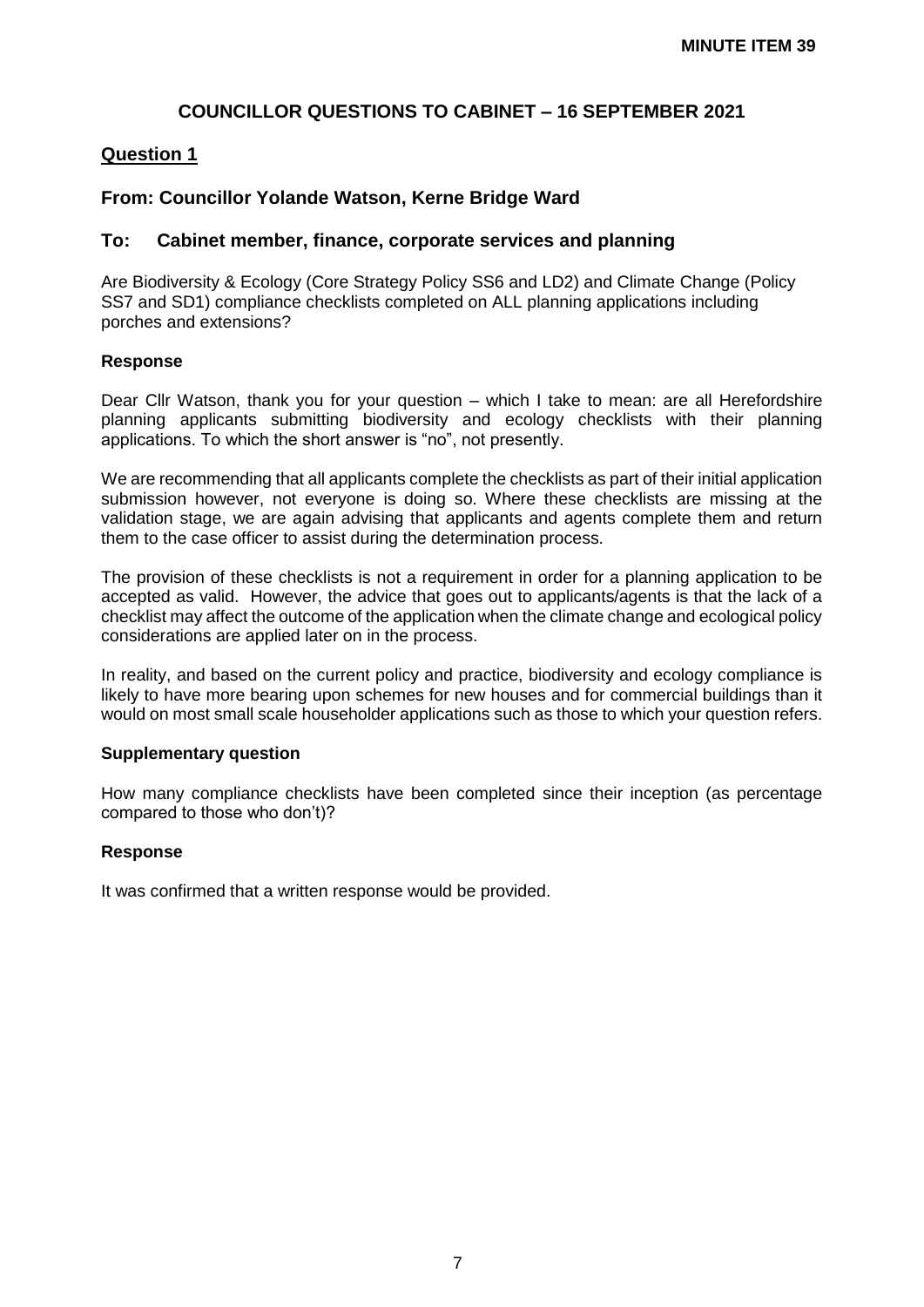**MINUTE ITEM 39**

# COUNCILLOR QUESTIONS TO CABINET – 16 SEPTEMBER 2021

## Question 1

### From: Councillor Yolande Watson, Kerne Bridge Ward

### To: Cabinet member, finance, corporate services and planning

Are Biodiversity & Ecology (Core Strategy Policy SS6 and LD2) and Climate Change (Policy SS7 and SD1) compliance checklists completed on ALL planning applications including porches and extensions?

**Response**

Dear Cllr Watson, thank you for your question – which I take to mean: are all Herefordshire planning applicants submitting biodiversity and ecology checklists with their planning applications. To which the short answer is "no", not presently.

We are recommending that all applicants complete the checklists as part of their initial application submission however, not everyone is doing so. Where these checklists are missing at the validation stage, we are again advising that applicants and agents complete them and return them to the case officer to assist during the determination process.

The provision of these checklists is not a requirement in order for a planning application to be accepted as valid. However, the advice that goes out to applicants/agents is that the lack of a checklist may affect the outcome of the application when the climate change and ecological policy considerations are applied later on in the process.

In reality, and based on the current policy and practice, biodiversity and ecology compliance is likely to have more bearing upon schemes for new houses and for commercial buildings than it would on most small scale householder applications such as those to which your question refers.

**Supplementary question**

How many compliance checklists have been completed since their inception (as percentage compared to those who don't)?

**Response**

It was confirmed that a written response would be provided.